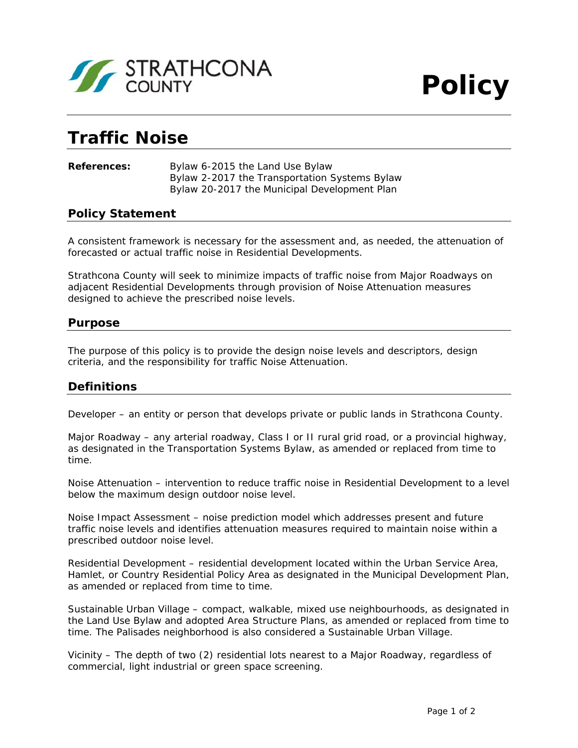STRATHCONA COUNTY

**Policy**

# Traffic Noise

**References:** Bylaw 6-2015 the Land Use Bylaw
Bylaw 2-2017 the Transportation Systems Bylaw
Bylaw 20-2017 the Municipal Development Plan

## Policy Statement

A consistent framework is necessary for the assessment and, as needed, the attenuation of forecasted or actual traffic noise in Residential Developments.

Strathcona County will seek to minimize impacts of traffic noise from Major Roadways on adjacent Residential Developments through provision of Noise Attenuation measures designed to achieve the prescribed noise levels.

## Purpose

The purpose of this policy is to provide the design noise levels and descriptors, design criteria, and the responsibility for traffic Noise Attenuation.

## Definitions

Developer – an entity or person that develops private or public lands in Strathcona County.

Major Roadway – any arterial roadway, Class I or II rural grid road, or a provincial highway, as designated in the Transportation Systems Bylaw, as amended or replaced from time to time.

Noise Attenuation – intervention to reduce traffic noise in Residential Development to a level below the maximum design outdoor noise level.

Noise Impact Assessment – noise prediction model which addresses present and future traffic noise levels and identifies attenuation measures required to maintain noise within a prescribed outdoor noise level.

Residential Development – residential development located within the Urban Service Area, Hamlet, or Country Residential Policy Area as designated in the Municipal Development Plan, as amended or replaced from time to time.

Sustainable Urban Village – compact, walkable, mixed use neighbourhoods, as designated in the Land Use Bylaw and adopted Area Structure Plans, as amended or replaced from time to time. The Palisades neighborhood is also considered a Sustainable Urban Village.

Vicinity – The depth of two (2) residential lots nearest to a Major Roadway, regardless of commercial, light industrial or green space screening.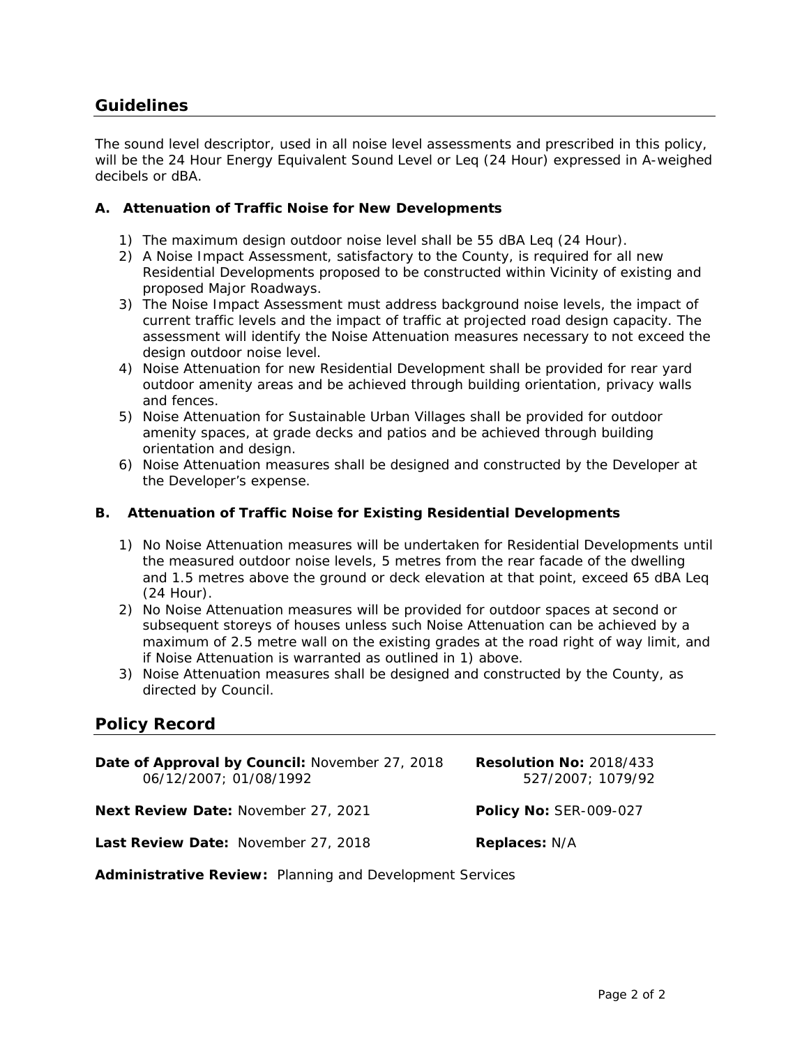## Guidelines

The sound level descriptor, used in all noise level assessments and prescribed in this policy, will be the 24 Hour Energy Equivalent Sound Level or Leq (24 Hour) expressed in A-weighed decibels or dBA.

### A. Attenuation of Traffic Noise for New Developments

1) The maximum design outdoor noise level shall be 55 dBA Leq (24 Hour).
2) A Noise Impact Assessment, satisfactory to the County, is required for all new Residential Developments proposed to be constructed within Vicinity of existing and proposed Major Roadways.
3) The Noise Impact Assessment must address background noise levels, the impact of current traffic levels and the impact of traffic at projected road design capacity. The assessment will identify the Noise Attenuation measures necessary to not exceed the design outdoor noise level.
4) Noise Attenuation for new Residential Development shall be provided for rear yard outdoor amenity areas and be achieved through building orientation, privacy walls and fences.
5) Noise Attenuation for Sustainable Urban Villages shall be provided for outdoor amenity spaces, at grade decks and patios and be achieved through building orientation and design.
6) Noise Attenuation measures shall be designed and constructed by the Developer at the Developer's expense.

### B. Attenuation of Traffic Noise for Existing Residential Developments

1) No Noise Attenuation measures will be undertaken for Residential Developments until the measured outdoor noise levels, 5 metres from the rear facade of the dwelling and 1.5 metres above the ground or deck elevation at that point, exceed 65 dBA Leq (24 Hour).
2) No Noise Attenuation measures will be provided for outdoor spaces at second or subsequent storeys of houses unless such Noise Attenuation can be achieved by a maximum of 2.5 metre wall on the existing grades at the road right of way limit, and if Noise Attenuation is warranted as outlined in 1) above.
3) Noise Attenuation measures shall be designed and constructed by the County, as directed by Council.

## Policy Record

**Date of Approval by Council:** November 27, 2018
06/12/2007; 01/08/1992

**Resolution No:** 2018/433
527/2007; 1079/92

**Next Review Date:** November 27, 2021

**Policy No:** SER-009-027

**Last Review Date:** November 27, 2018

**Replaces:** N/A

**Administrative Review:** Planning and Development Services